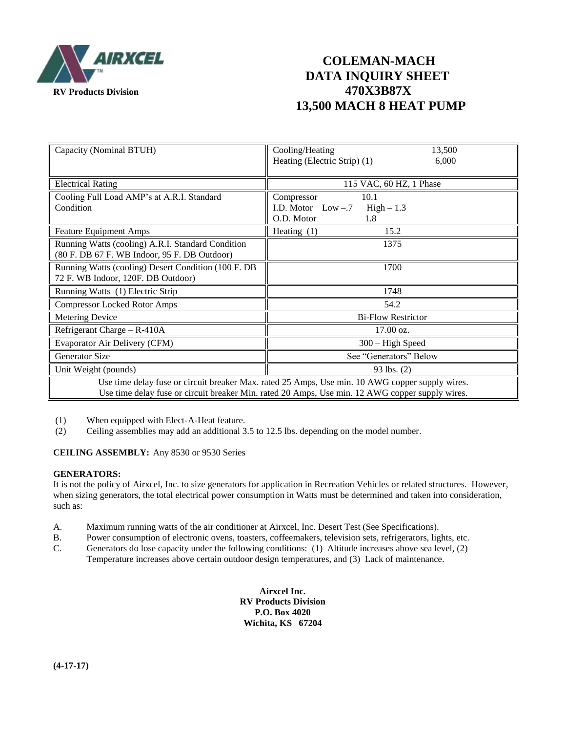AIRXCEL

RV Products Division

# COLEMAN-MACH DATA INQUIRY SHEET 470X3B87X 13,500 MACH 8 HEAT PUMP

| | |
|---|---|
| Capacity (Nominal BTUH) | Cooling/Heating 13,500<br>Heating (Electric Strip) (1) 6,000 |
| Electrical Rating | 115 VAC, 60 HZ, 1 Phase |
| Cooling Full Load AMP's at A.R.I. Standard Condition | Compressor 10.1<br>I.D. Motor Low –.7 High – 1.3<br>O.D. Motor 1.8 |
| Feature Equipment Amps | Heating (1) 15.2 |
| Running Watts (cooling) A.R.I. Standard Condition (80 F. DB 67 F. WB Indoor, 95 F. DB Outdoor) | 1375 |
| Running Watts (cooling) Desert Condition (100 F. DB 72 F. WB Indoor, 120F. DB Outdoor) | 1700 |
| Running Watts (1) Electric Strip | 1748 |
| Compressor Locked Rotor Amps | 54.2 |
| Metering Device | Bi-Flow Restrictor |
| Refrigerant Charge – R-410A | 17.00 oz. |
| Evaporator Air Delivery (CFM) | 300 – High Speed |
| Generator Size | See "Generators" Below |
| Unit Weight (pounds) | 93 lbs. (2) |
| Use time delay fuse or circuit breaker Max. rated 25 Amps, Use min. 10 AWG copper supply wires.<br>Use time delay fuse or circuit breaker Min. rated 20 Amps, Use min. 12 AWG copper supply wires. | |

(1) When equipped with Elect-A-Heat feature.
(2) Ceiling assemblies may add an additional 3.5 to 12.5 lbs. depending on the model number.

**CEILING ASSEMBLY:** Any 8530 or 9530 Series

**GENERATORS:**
It is not the policy of Airxcel, Inc. to size generators for application in Recreation Vehicles or related structures. However, when sizing generators, the total electrical power consumption in Watts must be determined and taken into consideration, such as:

A. Maximum running watts of the air conditioner at Airxcel, Inc. Desert Test (See Specifications).
B. Power consumption of electronic ovens, toasters, coffeemakers, television sets, refrigerators, lights, etc.
C. Generators do lose capacity under the following conditions: (1) Altitude increases above sea level, (2) Temperature increases above certain outdoor design temperatures, and (3) Lack of maintenance.

**Airxcel Inc.**
**RV Products Division**
**P.O. Box 4020**
**Wichita, KS 67204**

**(4-17-17)**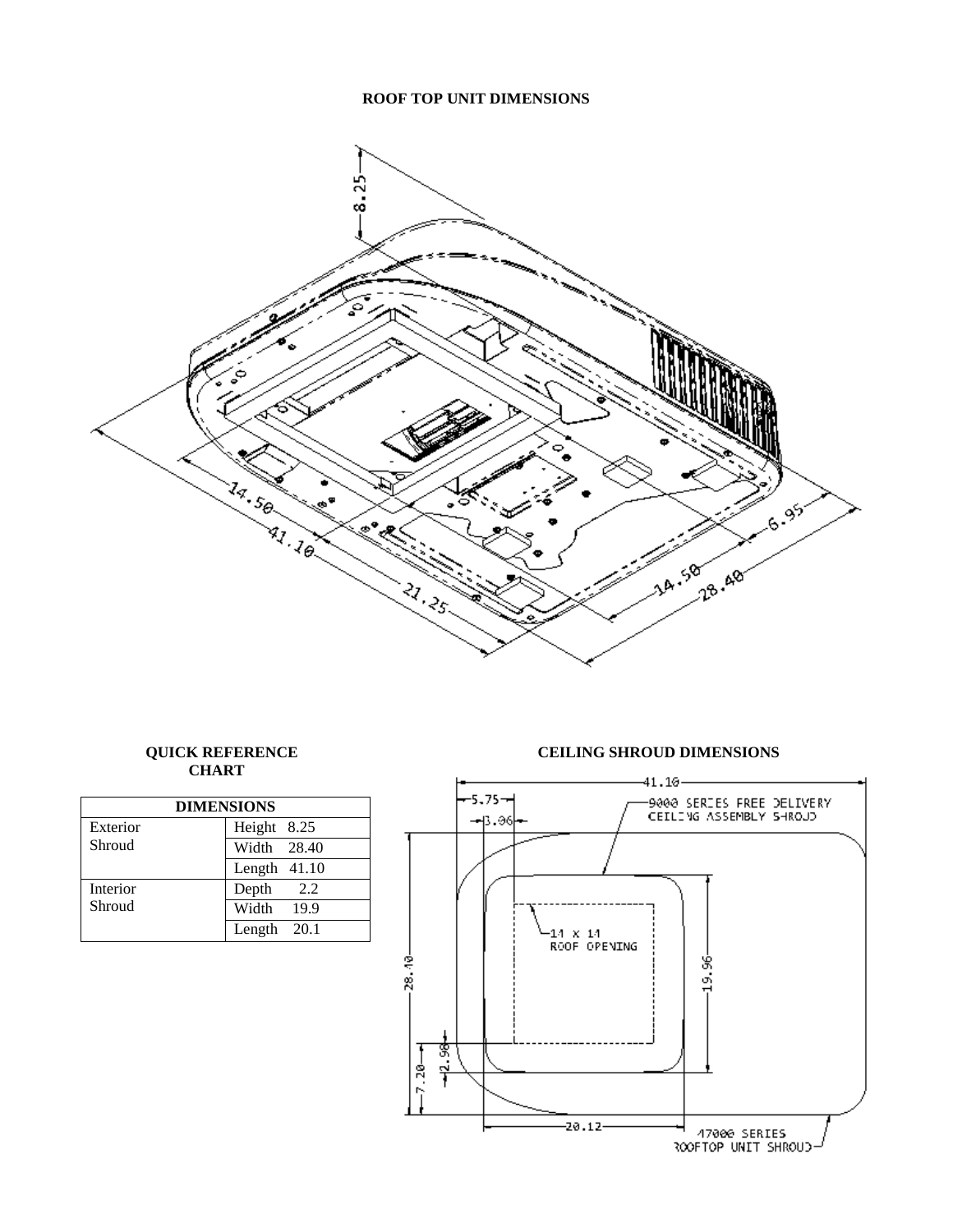## ROOF TOP UNIT DIMENSIONS

8.25

14.50

41.10

21.25

6.95

14.50

28.40

## QUICK REFERENCE CHART

| DIMENSIONS | |
|---|---|
| Exterior Shroud | Height 8.25 |
| | Width 28.40 |
| | Length 41.10 |
| Interior Shroud | Depth 2.2 |
| | Width 19.9 |
| | Length 20.1 |

## CEILING SHROUD DIMENSIONS

41.10

5.75

3.06

9000 SERIES FREE DELIVERY CEILING ASSEMBLY SHROUD

14 x 14 ROOF OPENING

28.40

19.96

2.98

7.20

20.12

47000 SERIES ROOFTOP UNIT SHROUD